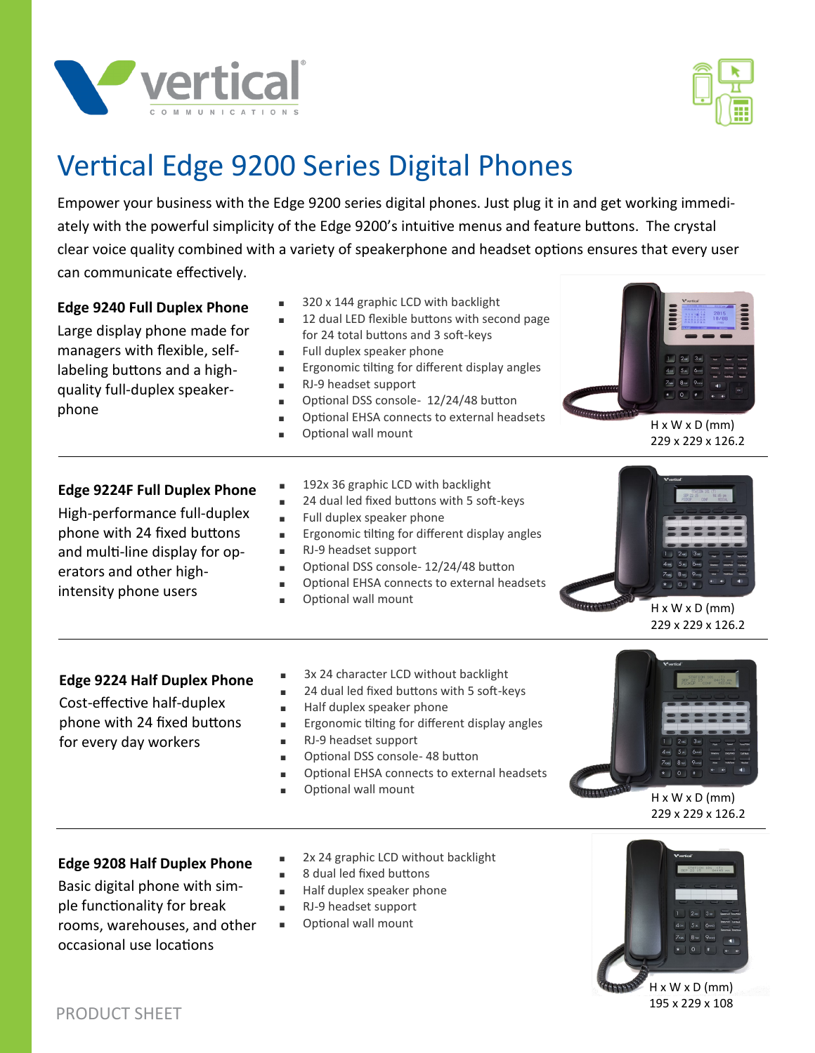# Vertical Edge 9200 Series Digital Phones

Empower your business with the Edge 9200 series digital phones. Just plug it in and get working immediately with the powerful simplicity of the Edge 9200's intuitive menus and feature buttons. The crystal clear voice quality combined with a variety of speakerphone and headset options ensures that every user can communicate effectively.

## Edge 9240 Full Duplex Phone

Large display phone made for managers with flexible, self-labeling buttons and a high-quality full-duplex speaker-phone

- 320 x 144 graphic LCD with backlight
- 12 dual LED flexible buttons with second page for 24 total buttons and 3 soft-keys
- Full duplex speaker phone
- Ergonomic tilting for different display angles
- RJ-9 headset support
- Optional DSS console- 12/24/48 button
- Optional EHSA connects to external headsets
- Optional wall mount

H x W x D (mm)
229 x 229 x 126.2

## Edge 9224F Full Duplex Phone

High-performance full-duplex phone with 24 fixed buttons and multi-line display for operators and other high-intensity phone users

- 192x 36 graphic LCD with backlight
- 24 dual led fixed buttons with 5 soft-keys
- Full duplex speaker phone
- Ergonomic tilting for different display angles
- RJ-9 headset support
- Optional DSS console- 12/24/48 button
- Optional EHSA connects to external headsets
- Optional wall mount

H x W x D (mm)
229 x 229 x 126.2

## Edge 9224 Half Duplex Phone

Cost-effective half-duplex phone with 24 fixed buttons for every day workers

- 3x 24 character LCD without backlight
- 24 dual led fixed buttons with 5 soft-keys
- Half duplex speaker phone
- Ergonomic tilting for different display angles
- RJ-9 headset support
- Optional DSS console- 48 button
- Optional EHSA connects to external headsets
- Optional wall mount

H x W x D (mm)
229 x 229 x 126.2

## Edge 9208 Half Duplex Phone

Basic digital phone with simple functionality for break rooms, warehouses, and other occasional use locations

- 2x 24 graphic LCD without backlight
- 8 dual led fixed buttons
- Half duplex speaker phone
- RJ-9 headset support
- Optional wall mount

H x W x D (mm)
195 x 229 x 108

PRODUCT SHEET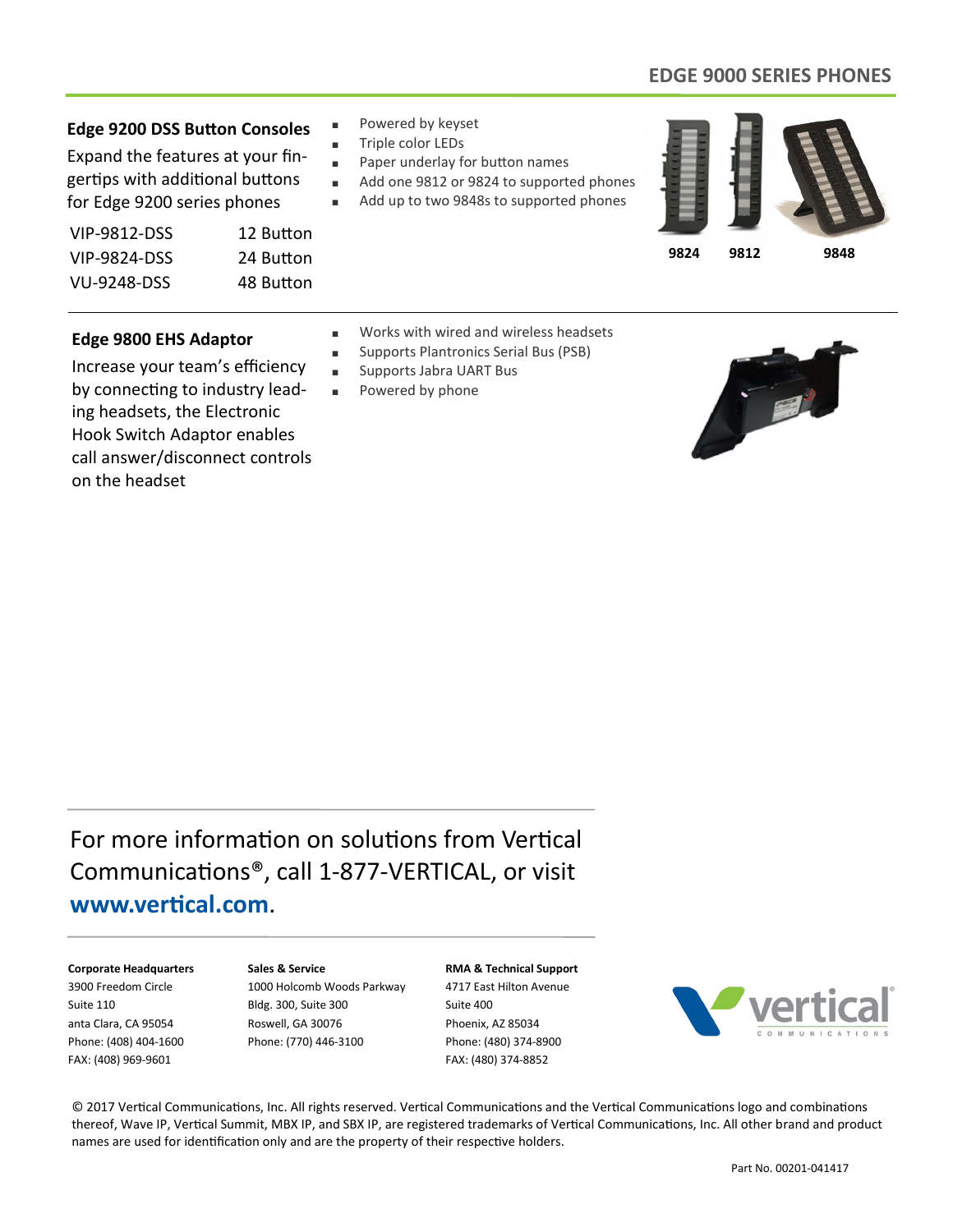## Edge 9200 DSS Button Consoles

Expand the features at your fingertips with additional buttons for Edge 9200 series phones

| | |
|---|---|
| VIP-9812-DSS | 12 Button |
| VIP-9824-DSS | 24 Button |
| VU-9248-DSS | 48 Button |

- Powered by keyset
- Triple color LEDs
- Paper underlay for button names
- Add one 9812 or 9824 to supported phones
- Add up to two 9848s to supported phones

9824 9812 9848

## Edge 9800 EHS Adaptor

Increase your team's efficiency by connecting to industry leading headsets, the Electronic Hook Switch Adaptor enables call answer/disconnect controls on the headset

- Works with wired and wireless headsets
- Supports Plantronics Serial Bus (PSB)
- Supports Jabra UART Bus
- Powered by phone

For more information on solutions from Vertical Communications®, call 1-877-VERTICAL, or visit **www.vertical.com**.

**Corporate Headquarters**
3900 Freedom Circle
Suite 110
anta Clara, CA 95054
Phone: (408) 404-1600
FAX: (408) 969-9601

**Sales & Service**
1000 Holcomb Woods Parkway
Bldg. 300, Suite 300
Roswell, GA 30076
Phone: (770) 446-3100

**RMA & Technical Support**
4717 East Hilton Avenue
Suite 400
Phoenix, AZ 85034
Phone: (480) 374-8900
FAX: (480) 374-8852

© 2017 Vertical Communications, Inc. All rights reserved. Vertical Communications and the Vertical Communications logo and combinations thereof, Wave IP, Vertical Summit, MBX IP, and SBX IP, are registered trademarks of Vertical Communications, Inc. All other brand and product names are used for identification only and are the property of their respective holders.

Part No. 00201-041417